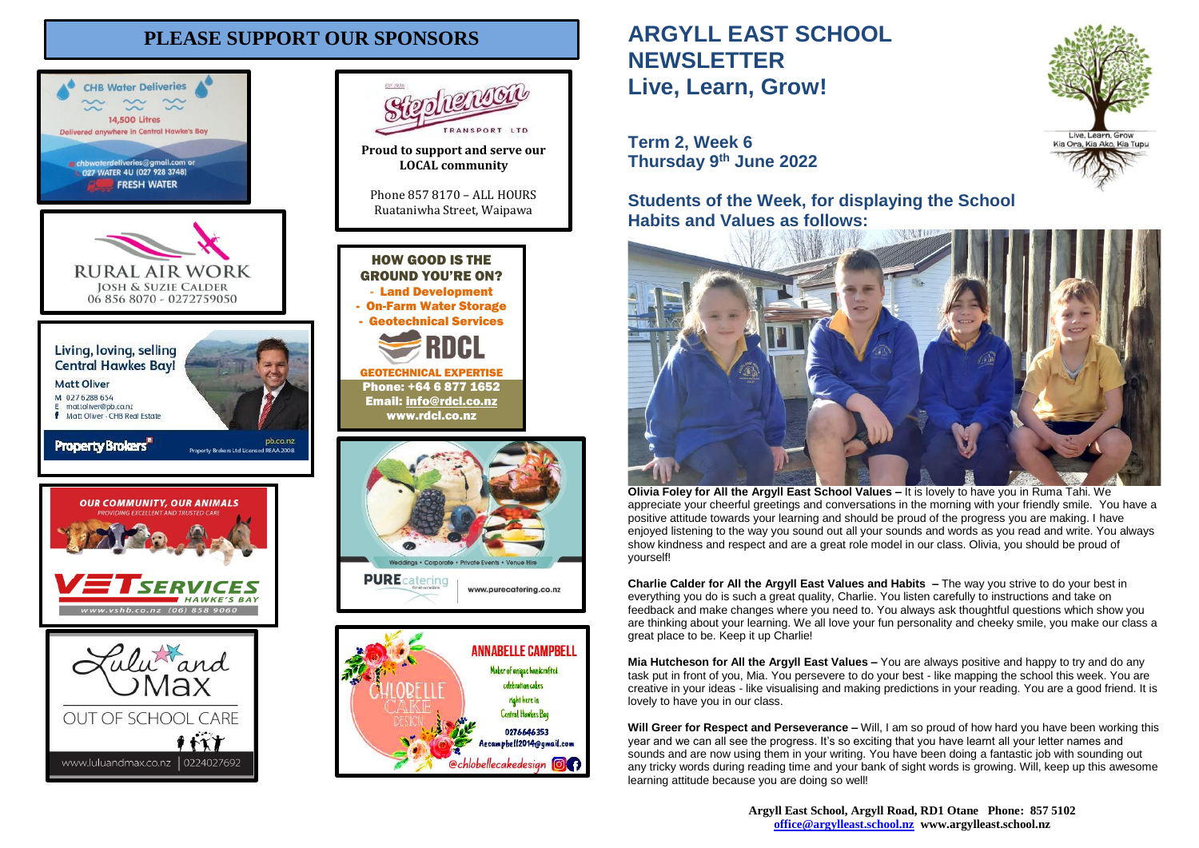# PLEASE SUPPORT OUR SPONSORS

CHB Water Deliveries
14,500 Litres
Delivered anywhere in Central Hawke's Bay
chbwaterdeliveries@gmail.com or 027 WATER 4U (027 928 3748)
FRESH WATER

RURAL AIR WORK
JOSH & SUZIE CALDER
06 856 8070 - 0272759050

Living, loving, selling Central Hawkes Bay!
Matt Oliver
M 027 6288 654
E matt.oliver@pb.co.nz
Matt Oliver - CHB Real Estate
Property Brokers
pb.co.nz
Property Brokers Ltd Licensed REAA 2008

OUR COMMUNITY, OUR ANIMALS
PROVIDING EXCELLENT AND TRUSTED CARE
VETSERVICES HAWKE'S BAY
www.vshb.co.nz (06) 858 9060

Lulu and Max
OUT OF SCHOOL CARE
www.luluandmax.co.nz | 0224027692

Stephenson TRANSPORT LTD
**Proud to support and serve our LOCAL community**
Phone 857 8170 – ALL HOURS
Ruataniwha Street, Waipawa

**HOW GOOD IS THE GROUND YOU'RE ON?**
- Land Development
- On-Farm Water Storage
- Geotechnical Services

RDCL
GEOTECHNICAL EXPERTISE
**Phone: +64 6 877 1652**
**Email: info@rdcl.co.nz**
**www.rdcl.co.nz**

Weddings • Corporate • Private Events • Venue Hire
PURE catering
www.purecatering.co.nz

CHLOBELLE CAKE DESIGN
ANNABELLE CAMPBELL
Maker of unique handcrafted celebration cakes right here in Central Hawkes Bay
0276646353
Aecampbell2014@gmail.com
@chlobellecakedesign

# ARGYLL EAST SCHOOL NEWSLETTER
# Live, Learn, Grow!

Live, Learn, Grow
Kia Ora, Kia Ako, Kia Tupu

## Term 2, Week 6
## Thursday 9th June 2022

## Students of the Week, for displaying the School Habits and Values as follows:

**Olivia Foley for All the Argyll East School Values –** It is lovely to have you in Ruma Tahi. We appreciate your cheerful greetings and conversations in the morning with your friendly smile. You have a positive attitude towards your learning and should be proud of the progress you are making. I have enjoyed listening to the way you sound out all your sounds and words as you read and write. You always show kindness and respect and are a great role model in our class. Olivia, you should be proud of yourself!

**Charlie Calder for All the Argyll East Values and Habits –** The way you strive to do your best in everything you do is such a great quality, Charlie. You listen carefully to instructions and take on feedback and make changes where you need to. You always ask thoughtful questions which show you are thinking about your learning. We all love your fun personality and cheeky smile, you make our class a great place to be. Keep it up Charlie!

**Mia Hutcheson for All the Argyll East Values –** You are always positive and happy to try and do any task put in front of you, Mia. You persevere to do your best - like mapping the school this week. You are creative in your ideas - like visualising and making predictions in your reading. You are a good friend. It is lovely to have you in our class.

**Will Greer for Respect and Perseverance –** Will, I am so proud of how hard you have been working this year and we can all see the progress. It's so exciting that you have learnt all your letter names and sounds and are now using them in your writing. You have been doing a fantastic job with sounding out any tricky words during reading time and your bank of sight words is growing. Will, keep up this awesome learning attitude because you are doing so well!

**Argyll East School, Argyll Road, RD1 Otane Phone: 857 5102**
**office@argylleast.school.nz www.argylleast.school.nz**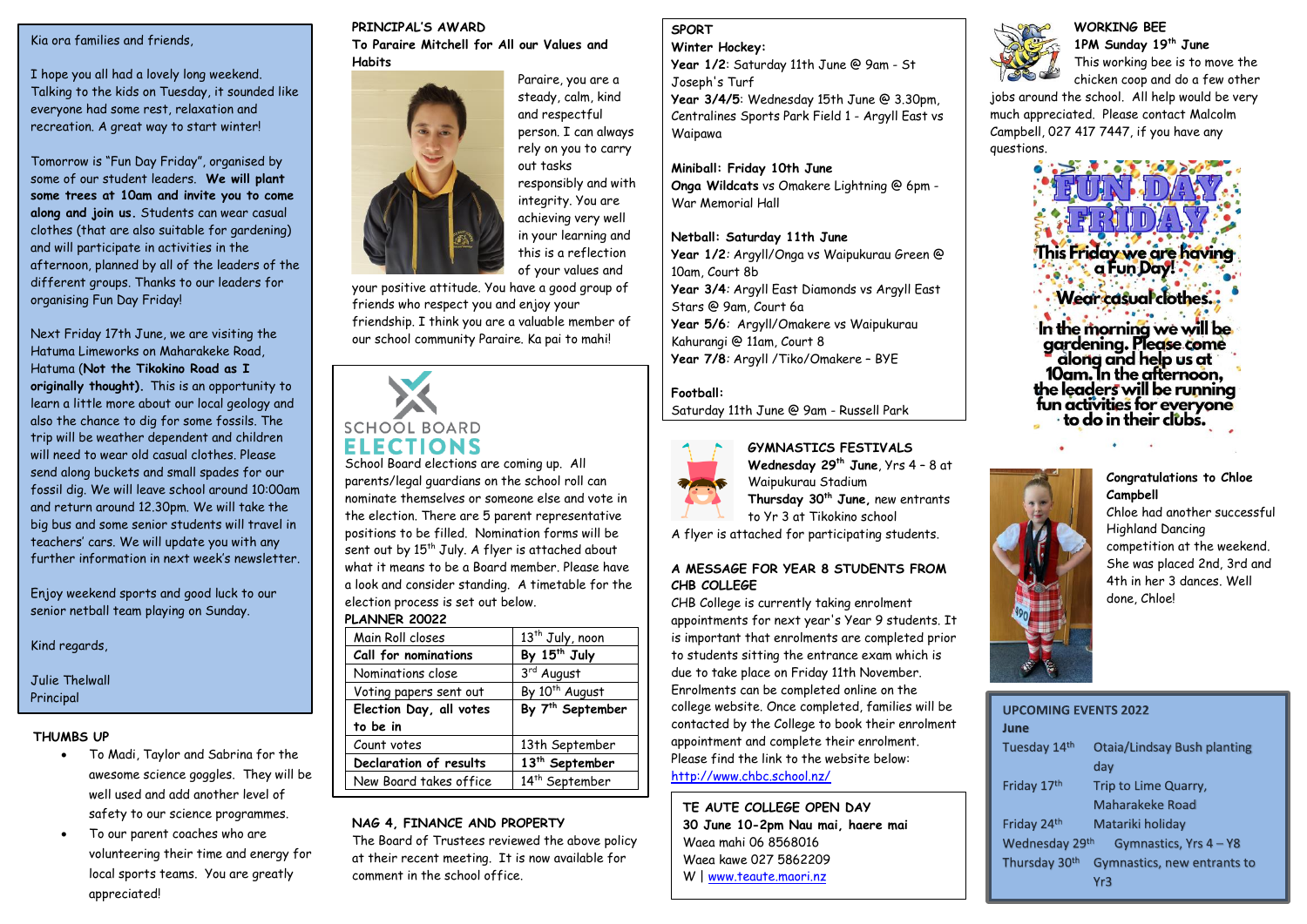Kia ora families and friends,

I hope you all had a lovely long weekend. Talking to the kids on Tuesday, it sounded like everyone had some rest, relaxation and recreation. A great way to start winter!

Tomorrow is "Fun Day Friday", organised by some of our student leaders. **We will plant some trees at 10am and invite you to come along and join us.** Students can wear casual clothes (that are also suitable for gardening) and will participate in activities in the afternoon, planned by all of the leaders of the different groups. Thanks to our leaders for organising Fun Day Friday!

Next Friday 17th June, we are visiting the Hatuma Limeworks on Maharakeke Road, Hatuma (**Not the Tikokino Road as I originally thought).** This is an opportunity to learn a little more about our local geology and also the chance to dig for some fossils. The trip will be weather dependent and children will need to wear old casual clothes. Please send along buckets and small spades for our fossil dig. We will leave school around 10:00am and return around 12.30pm. We will take the big bus and some senior students will travel in teachers' cars. We will update you with any further information in next week's newsletter.

Enjoy weekend sports and good luck to our senior netball team playing on Sunday.

Kind regards,

Julie Thelwall
Principal

## THUMBS UP

- To Madi, Taylor and Sabrina for the awesome science goggles. They will be well used and add another level of safety to our science programmes.
- To our parent coaches who are volunteering their time and energy for local sports teams. You are greatly appreciated!

## PRINCIPAL'S AWARD

**To Paraire Mitchell for All our Values and Habits**

Paraire, you are a steady, calm, kind and respectful person. I can always rely on you to carry out tasks responsibly and with integrity. You are achieving very well in your learning and this is a reflection of your values and your positive attitude. You have a good group of friends who respect you and enjoy your friendship. I think you are a valuable member of our school community Paraire. Ka pai to mahi!

## SCHOOL BOARD ELECTIONS

School Board elections are coming up. All parents/legal guardians on the school roll can nominate themselves or someone else and vote in the election. There are 5 parent representative positions to be filled. Nomination forms will be sent out by 15th July. A flyer is attached about what it means to be a Board member. Please have a look and consider standing. A timetable for the election process is set out below.

**PLANNER 20022**

| | |
|---|---|
| Main Roll closes | 13th July, noon |
| **Call for nominations** | **By 15th July** |
| Nominations close | 3rd August |
| Voting papers sent out | By 10th August |
| **Election Day, all votes to be in** | **By 7th September** |
| Count votes | 13th September |
| **Declaration of results** | **13th September** |
| New Board takes office | 14th September |

## NAG 4, FINANCE AND PROPERTY

The Board of Trustees reviewed the above policy at their recent meeting. It is now available for comment in the school office.

## SPORT

**Winter Hockey:**
**Year 1/2**: Saturday 11th June @ 9am - St Joseph's Turf
**Year 3/4/5**: Wednesday 15th June @ 3.30pm, Centralines Sports Park Field 1 - Argyll East vs Waipawa

**Miniball: Friday 10th June**
**Onga Wildcats** vs Omakere Lightning @ 6pm - War Memorial Hall

**Netball: Saturday 11th June**
**Year 1/2**: Argyll/Onga vs Waipukurau Green @ 10am, Court 8b
**Year 3/4**: Argyll East Diamonds vs Argyll East Stars @ 9am, Court 6a
**Year 5/6**: Argyll/Omakere vs Waipukurau Kahurangi @ 11am, Court 8
**Year 7/8**: Argyll /Tiko/Omakere – BYE

**Football:**
Saturday 11th June @ 9am - Russell Park

## GYMNASTICS FESTIVALS

**Wednesday 29th June**, Yrs 4 – 8 at Waipukurau Stadium
**Thursday 30th June,** new entrants to Yr 3 at Tikokino school

A flyer is attached for participating students.

## A MESSAGE FOR YEAR 8 STUDENTS FROM CHB COLLEGE

CHB College is currently taking enrolment appointments for next year's Year 9 students. It is important that enrolments are completed prior to students sitting the entrance exam which is due to take place on Friday 11th November. Enrolments can be completed online on the college website. Once completed, families will be contacted by the College to book their enrolment appointment and complete their enrolment. Please find the link to the website below:
http://www.chbc.school.nz/

## TE AUTE COLLEGE OPEN DAY

**30 June 10-2pm Nau mai, haere mai**
Waea mahi 06 8568016
Waea kawe 027 5862209
W | www.teaute.maori.nz

## WORKING BEE

**1PM Sunday 19th June**

This working bee is to move the chicken coop and do a few other jobs around the school. All help would be very much appreciated. Please contact Malcolm Campbell, 027 417 7447, if you have any questions.

**FUN DAY FRIDAY**

This Friday we are having a Fun Day!
Wear casual clothes.
In the morning we will be gardening. Please come along and help us at 10am. In the afternoon, the leaders will be running fun activities for everyone to do in their clubs.

## Congratulations to Chloe Campbell

Chloe had another successful Highland Dancing competition at the weekend. She was placed 2nd, 3rd and 4th in her 3 dances. Well done, Chloe!

## UPCOMING EVENTS 2022

**June**

| | |
|---|---|
| Tuesday 14th | Otaia/Lindsay Bush planting day |
| Friday 17th | Trip to Lime Quarry, Maharakeke Road |
| Friday 24th | Matariki holiday |
| Wednesday 29th | Gymnastics, Yrs 4 – Y8 |
| Thursday 30th | Gymnastics, new entrants to Yr3 |